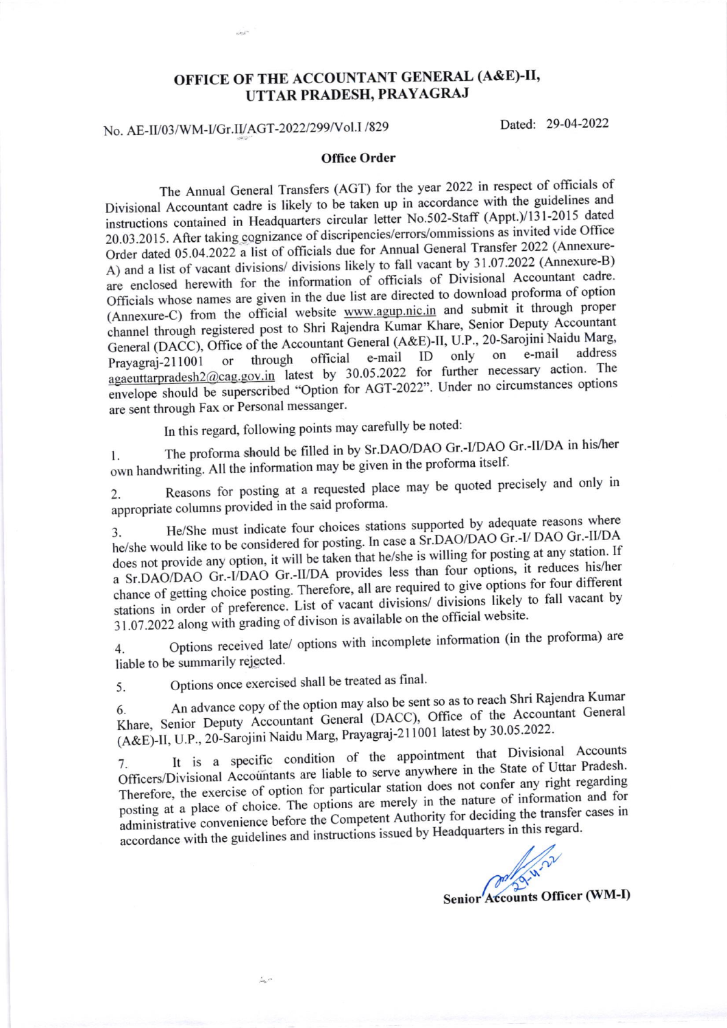# OFFICE OF THE ACCOUNTANT GENERAL (A&E)-II, UTTAR PRADESH, PRAYAGRAJ

No. AE-II/03/WM-I/Gr.II/AGT-2022/299/Vol.I /829 Dated: 29-04-2022

## Office Order

The Annual General Transfers (AGT) for the year 2022 in respect of officials of Divisional Accountant cadre is likely to be taken up in accordance with the guidelines and instructions contained in Headquarters circular letter No.502-Staff (Appt.)/131-2015 dated 20.03.2015. After taking cognizance of discripencies/errors/ommissions as invited vide Office Order dated 05.04.2022 a list of officials due for Annual General Transfer 2022 (Annexure-A) and a list of vacant divisions/ divisions likely to fall vacant by 31.07.2022 (Annexure-B) are enclosed herewith for the information of officials of Divisional Accountant cadre. Officials whose names are given in the due list are directed to download proforma of option (Annexure-C) from the official website www.agup.nic.in and submit it through proper channel through registered post to Shri Rajendra Kumar Khare, Senior Deputy Accountant General (DACC), Office of the Accountant General (A&E)-II, U.P., 20-Sarojini Naidu Marg, Prayagraj-211001 or through official e-mail ID only on e-mail address agaeuttarpradesh2@cag.gov.in latest by 30.05.2022 for further necessary action. The envelope should be superscribed "Option for AGT-2022". Under no circumstances options are sent through Fax or Personal messanger.

In this regard, following points may carefully be noted:

1. The proforma should be filled in by Sr.DAO/DAO Gr.-I/DAO Gr.-II/DA in his/her own handwriting. All the information may be given in the proforma itself.

2. Reasons for posting at a requested place may be quoted precisely and only in appropriate columns provided in the said proforma.

3. He/She must indicate four choices stations supported by adequate reasons where he/she would like to be considered for posting. In case a Sr.DAO/DAO Gr.-I/ DAO Gr.-II/DA does not provide any option, it will be taken that he/she is willing for posting at any station. If a Sr.DAO/DAO Gr.-I/DAO Gr.-II/DA provides less than four options, it reduces his/her chance of getting choice posting. Therefore, all are required to give options for four different stations in order of preference. List of vacant divisions/ divisions likely to fall vacant by 31.07.2022 along with grading of divison is available on the official website.

4. Options received late/ options with incomplete information (in the proforma) are liable to be summarily rejected.

5. Options once exercised shall be treated as final.

6. An advance copy of the option may also be sent so as to reach Shri Rajendra Kumar Khare, Senior Deputy Accountant General (DACC), Office of the Accountant General (A&E)-II, U.P., 20-Sarojini Naidu Marg, Prayagraj-211001 latest by 30.05.2022.

7. It is a specific condition of the appointment that Divisional Accounts Officers/Divisional Accountants are liable to serve anywhere in the State of Uttar Pradesh. Therefore, the exercise of option for particular station does not confer any right regarding posting at a place of choice. The options are merely in the nature of information and for administrative convenience before the Competent Authority for deciding the transfer cases in accordance with the guidelines and instructions issued by Headquarters in this regard.

29-4-22

**Senior Accounts Officer (WM-I)**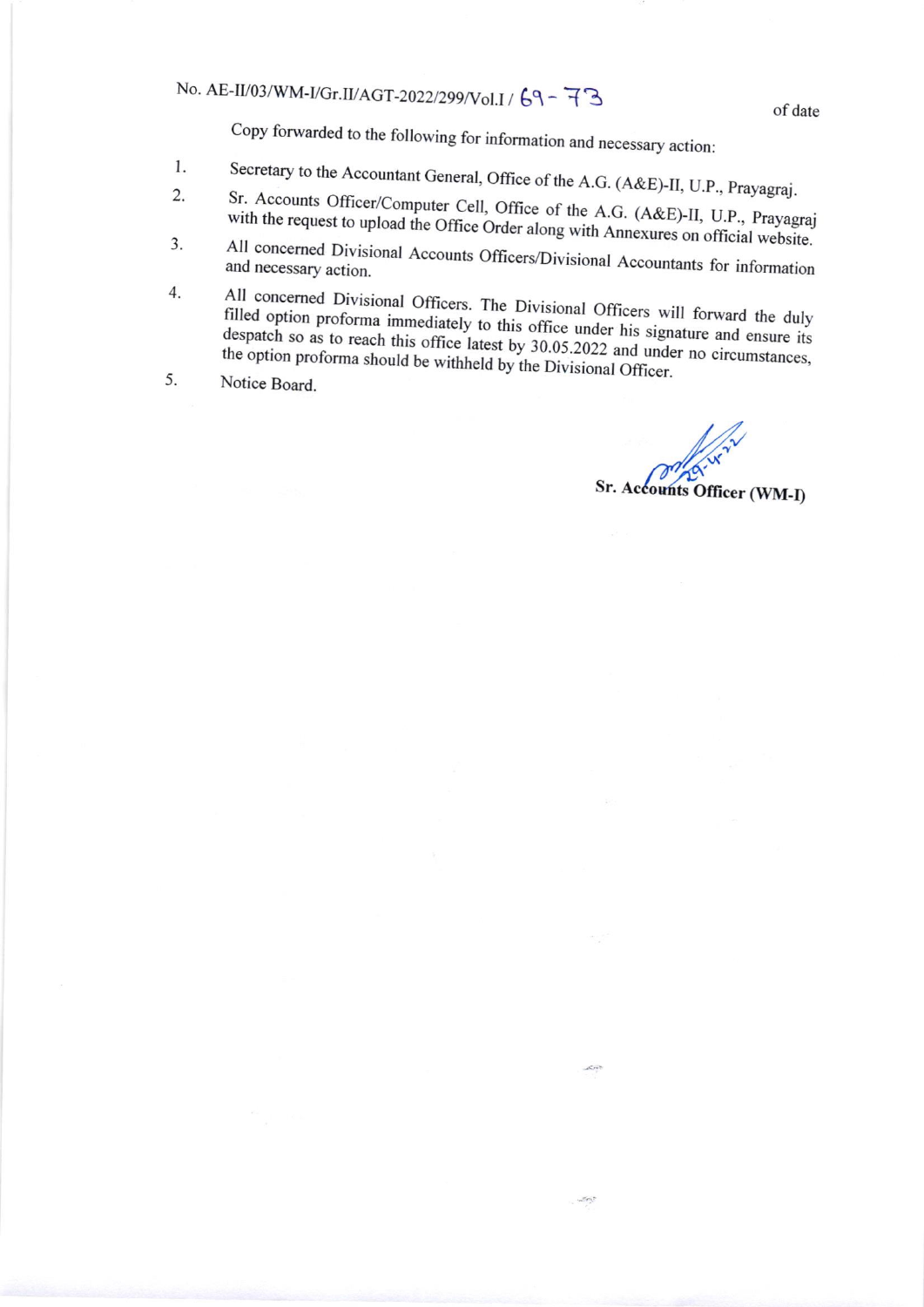No. AE-II/03/WM-I/Gr.II/AGT-2022/299/Vol.I / 69 - 73 of date

Copy forwarded to the following for information and necessary action:

1. Secretary to the Accountant General, Office of the A.G. (A&E)-II, U.P., Prayagraj.
2. Sr. Accounts Officer/Computer Cell, Office of the A.G. (A&E)-II, U.P., Prayagraj with the request to upload the Office Order along with Annexures on official website.
3. All concerned Divisional Accounts Officers/Divisional Accountants for information and necessary action.
4. All concerned Divisional Officers. The Divisional Officers will forward the duly filled option proforma immediately to this office under his signature and ensure its despatch so as to reach this office latest by 30.05.2022 and under no circumstances, the option proforma should be withheld by the Divisional Officer.
5. Notice Board.

29-4-22

**Sr. Accounts Officer (WM-I)**